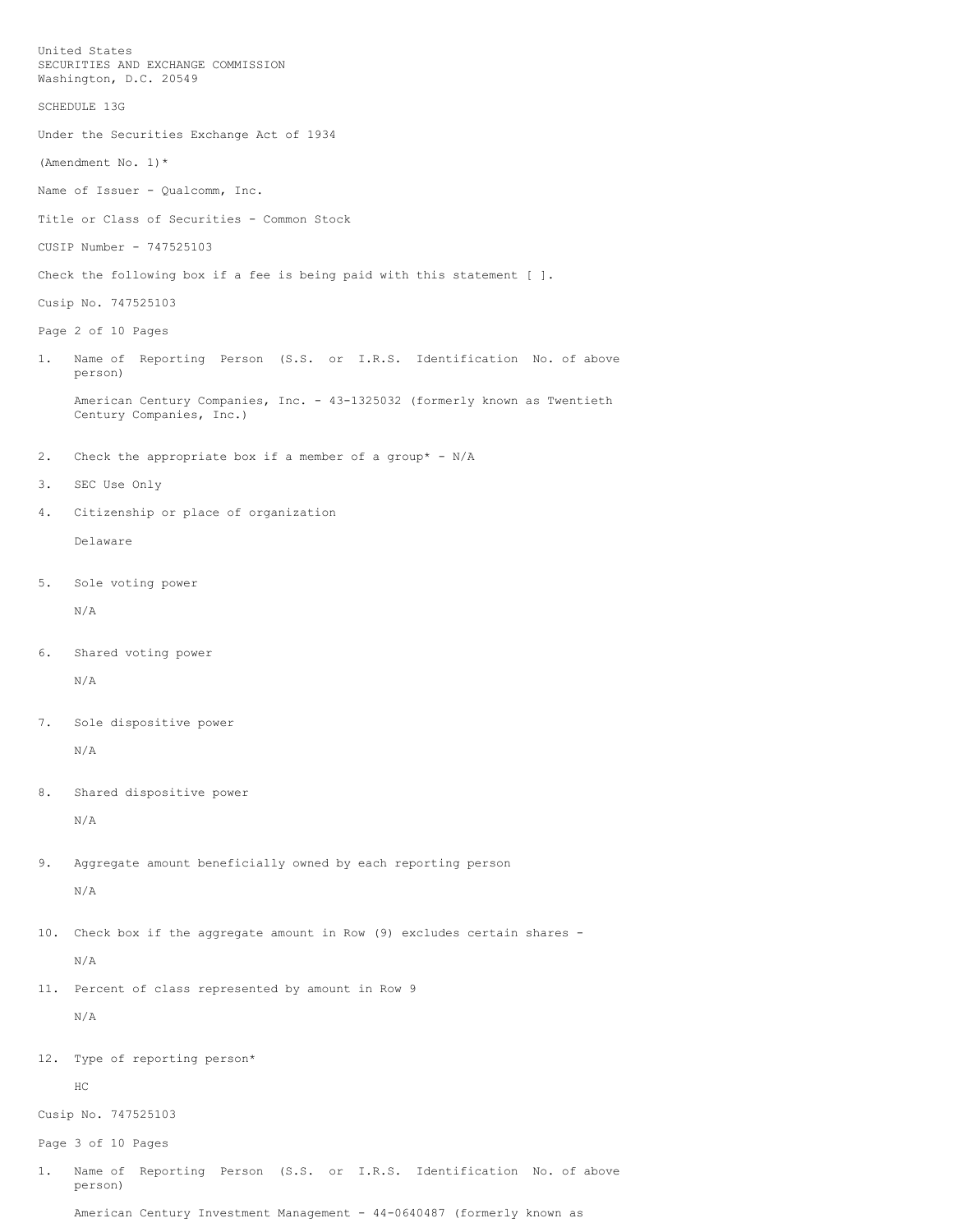United States
SECURITIES AND EXCHANGE COMMISSION
Washington, D.C. 20549

SCHEDULE 13G

Under the Securities Exchange Act of 1934

(Amendment No. 1)*

Name of Issuer - Qualcomm, Inc.

Title or Class of Securities - Common Stock

CUSIP Number - 747525103

Check the following box if a fee is being paid with this statement [ ].

Cusip No. 747525103

1. Name of Reporting Person (S.S. or I.R.S. Identification No. of above person)

   American Century Companies, Inc. - 43-1325032 (formerly known as Twentieth Century Companies, Inc.)

2. Check the appropriate box if a member of a group* - N/A

3. SEC Use Only

4. Citizenship or place of organization

   Delaware

5. Sole voting power

   N/A

6. Shared voting power

   N/A

7. Sole dispositive power

   N/A

8. Shared dispositive power

   N/A

9. Aggregate amount beneficially owned by each reporting person

   N/A

10. Check box if the aggregate amount in Row (9) excludes certain shares -

    N/A

11. Percent of class represented by amount in Row 9

    N/A

12. Type of reporting person*

    HC

Cusip No. 747525103

1. Name of Reporting Person (S.S. or I.R.S. Identification No. of above person)

   American Century Investment Management - 44-0640487 (formerly known as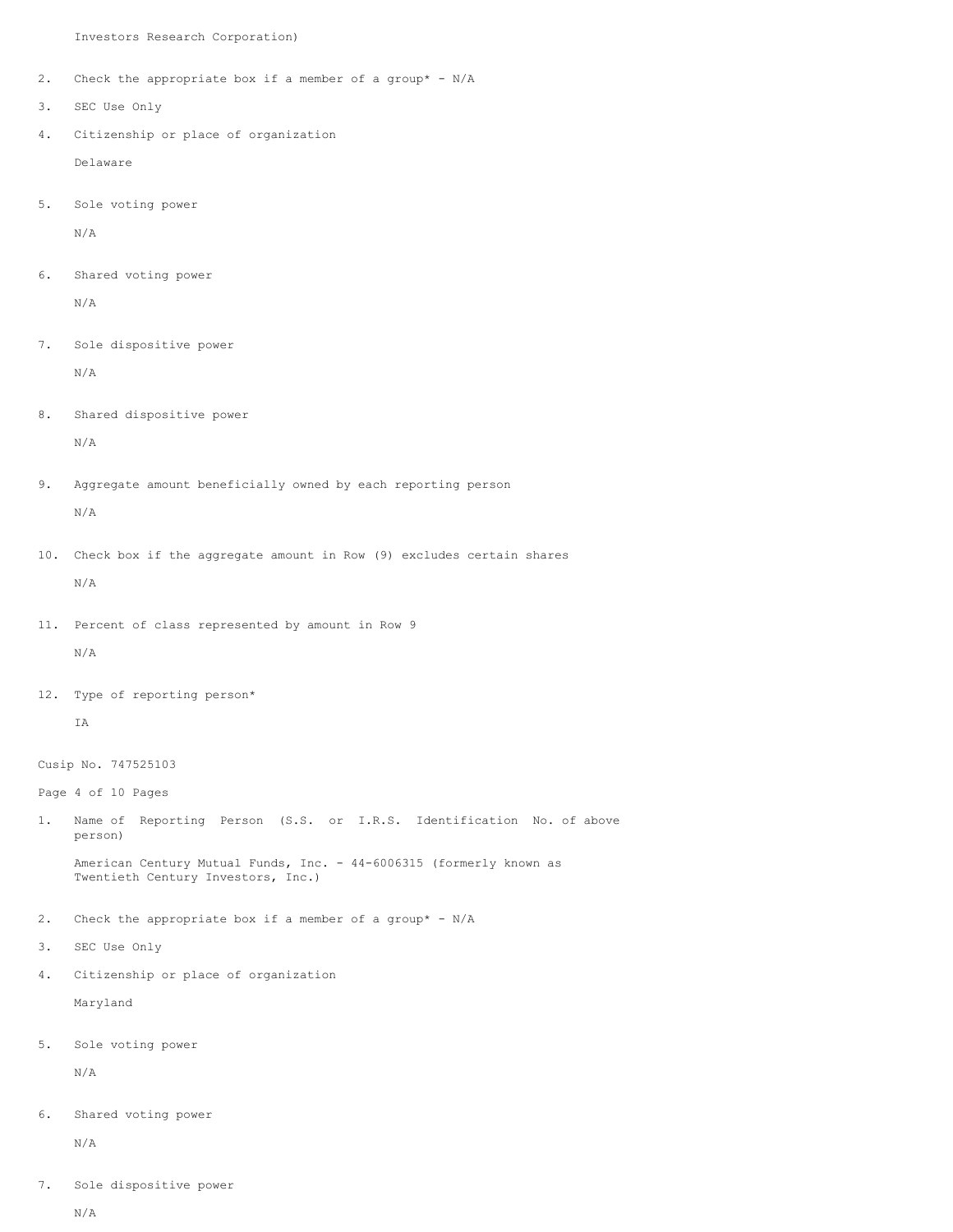Investors Research Corporation)

2. Check the appropriate box if a member of a group* - N/A

3. SEC Use Only

4. Citizenship or place of organization

   Delaware

5. Sole voting power

   N/A

6. Shared voting power

   N/A

7. Sole dispositive power

   N/A

8. Shared dispositive power

   N/A

9. Aggregate amount beneficially owned by each reporting person

   N/A

10. Check box if the aggregate amount in Row (9) excludes certain shares

    N/A

11. Percent of class represented by amount in Row 9

    N/A

12. Type of reporting person*

    IA

Cusip No. 747525103

Page 4 of 10 Pages

1. Name of Reporting Person (S.S. or I.R.S. Identification No. of above person)

   American Century Mutual Funds, Inc. - 44-6006315 (formerly known as Twentieth Century Investors, Inc.)

2. Check the appropriate box if a member of a group* - N/A

3. SEC Use Only

4. Citizenship or place of organization

   Maryland

5. Sole voting power

   N/A

6. Shared voting power

   N/A

7. Sole dispositive power

   N/A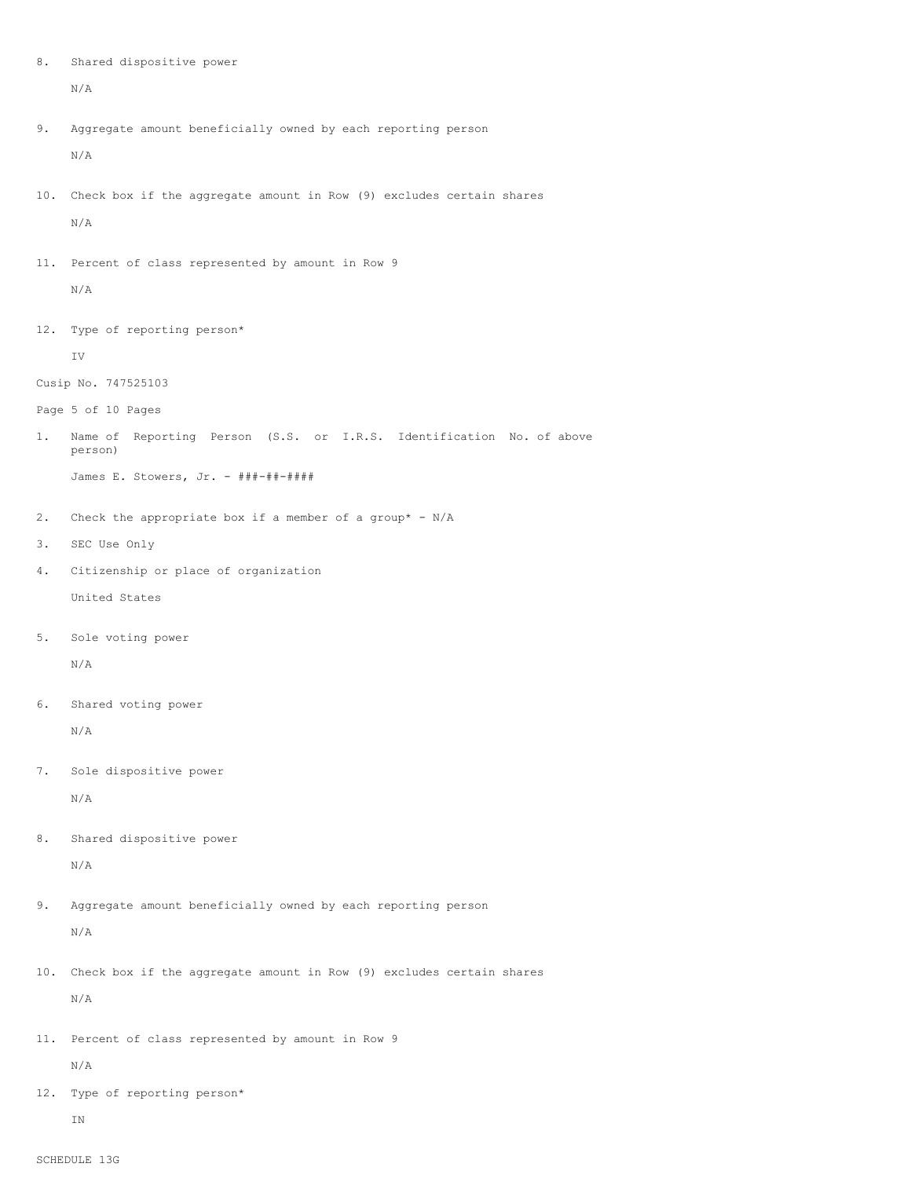8. Shared dispositive power

   N/A

9. Aggregate amount beneficially owned by each reporting person

   N/A

10. Check box if the aggregate amount in Row (9) excludes certain shares

    N/A

11. Percent of class represented by amount in Row 9

    N/A

12. Type of reporting person*

    IV

Cusip No. 747525103

1. Name of Reporting Person (S.S. or I.R.S. Identification No. of above person)

   James E. Stowers, Jr. - ###-##-####

2. Check the appropriate box if a member of a group* - N/A

3. SEC Use Only

4. Citizenship or place of organization

   United States

5. Sole voting power

   N/A

6. Shared voting power

   N/A

7. Sole dispositive power

   N/A

8. Shared dispositive power

   N/A

9. Aggregate amount beneficially owned by each reporting person

   N/A

10. Check box if the aggregate amount in Row (9) excludes certain shares

    N/A

11. Percent of class represented by amount in Row 9

    N/A

12. Type of reporting person*

    IN

SCHEDULE 13G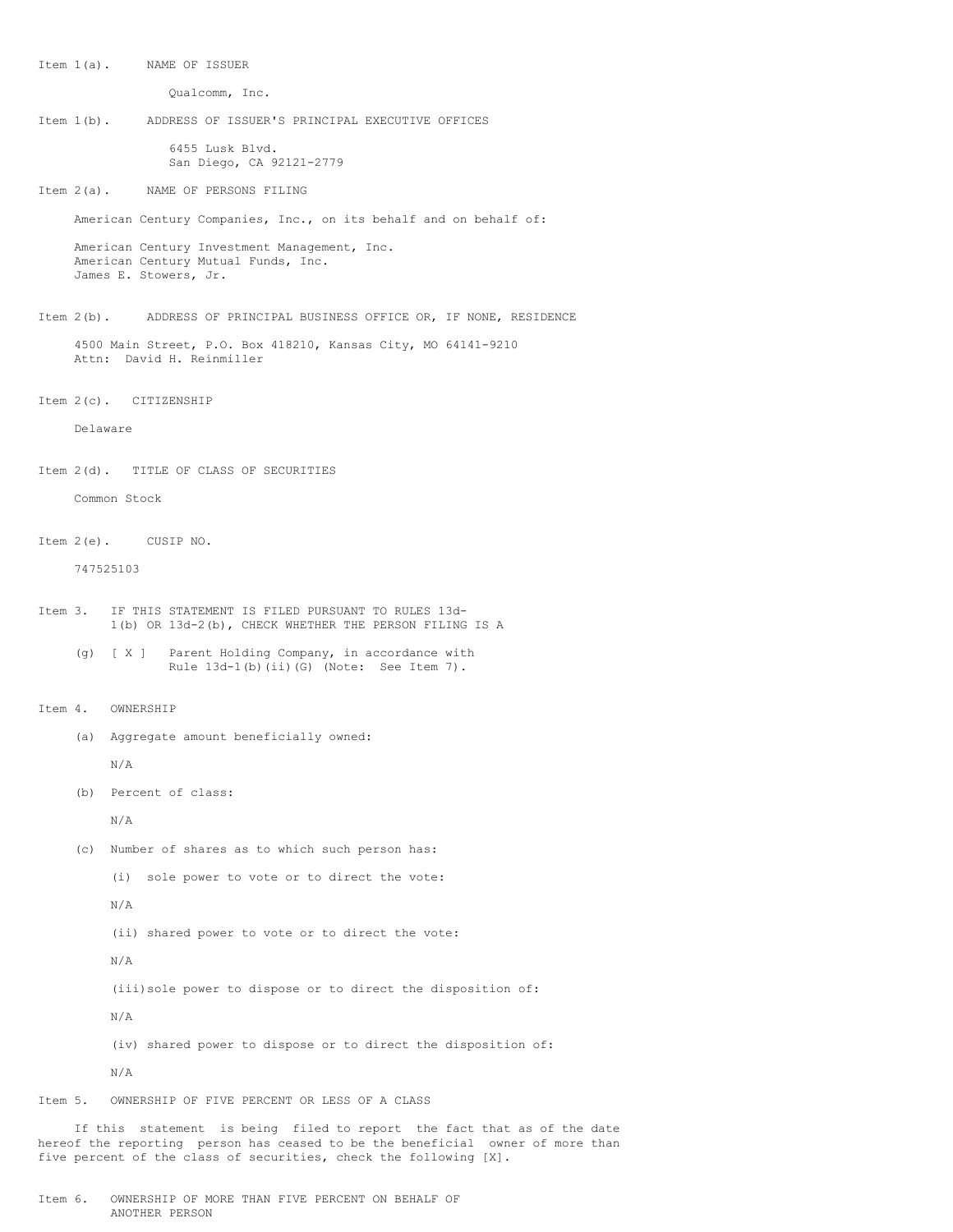Item 1(a). NAME OF ISSUER

Qualcomm, Inc.

Item 1(b). ADDRESS OF ISSUER'S PRINCIPAL EXECUTIVE OFFICES

6455 Lusk Blvd.
San Diego, CA 92121-2779

Item 2(a). NAME OF PERSONS FILING

American Century Companies, Inc., on its behalf and on behalf of:

American Century Investment Management, Inc.
American Century Mutual Funds, Inc.
James E. Stowers, Jr.

Item 2(b). ADDRESS OF PRINCIPAL BUSINESS OFFICE OR, IF NONE, RESIDENCE

4500 Main Street, P.O. Box 418210, Kansas City, MO 64141-9210
Attn: David H. Reinmiller

Item 2(c). CITIZENSHIP

Delaware

Item 2(d). TITLE OF CLASS OF SECURITIES

Common Stock

Item 2(e). CUSIP NO.

747525103

Item 3. IF THIS STATEMENT IS FILED PURSUANT TO RULES 13d-1(b) OR 13d-2(b), CHECK WHETHER THE PERSON FILING IS A

(g) [ X ] Parent Holding Company, in accordance with Rule 13d-1(b)(ii)(G) (Note: See Item 7).

Item 4. OWNERSHIP

(a) Aggregate amount beneficially owned:

N/A

(b) Percent of class:

N/A

(c) Number of shares as to which such person has:

(i) sole power to vote or to direct the vote:

N/A

(ii) shared power to vote or to direct the vote:

N/A

(iii) sole power to dispose or to direct the disposition of:

N/A

(iv) shared power to dispose or to direct the disposition of:

N/A

Item 5. OWNERSHIP OF FIVE PERCENT OR LESS OF A CLASS

If this statement is being filed to report the fact that as of the date hereof the reporting person has ceased to be the beneficial owner of more than five percent of the class of securities, check the following [X].

Item 6. OWNERSHIP OF MORE THAN FIVE PERCENT ON BEHALF OF ANOTHER PERSON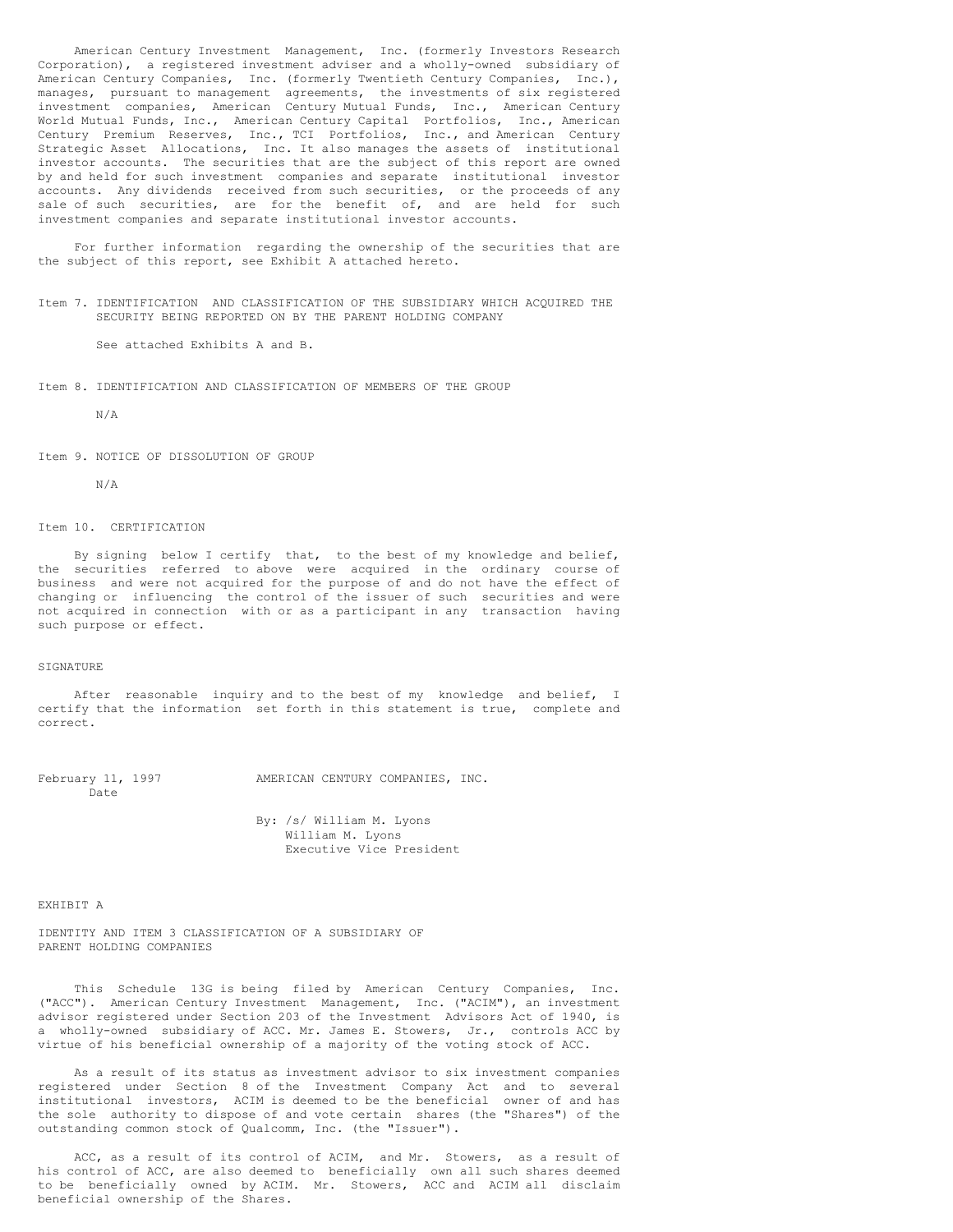American Century Investment Management, Inc. (formerly Investors Research Corporation), a registered investment adviser and a wholly-owned subsidiary of American Century Companies, Inc. (formerly Twentieth Century Companies, Inc.), manages, pursuant to management agreements, the investments of six registered investment companies, American Century Mutual Funds, Inc., American Century World Mutual Funds, Inc., American Century Capital Portfolios, Inc., American Century Premium Reserves, Inc., TCI Portfolios, Inc., and American Century Strategic Asset Allocations, Inc. It also manages the assets of institutional investor accounts. The securities that are the subject of this report are owned by and held for such investment companies and separate institutional investor accounts. Any dividends received from such securities, or the proceeds of any sale of such securities, are for the benefit of, and are held for such investment companies and separate institutional investor accounts.

For further information regarding the ownership of the securities that are the subject of this report, see Exhibit A attached hereto.

Item 7. IDENTIFICATION AND CLASSIFICATION OF THE SUBSIDIARY WHICH ACQUIRED THE SECURITY BEING REPORTED ON BY THE PARENT HOLDING COMPANY

See attached Exhibits A and B.

Item 8. IDENTIFICATION AND CLASSIFICATION OF MEMBERS OF THE GROUP

N/A

Item 9. NOTICE OF DISSOLUTION OF GROUP

N/A

Item 10. CERTIFICATION

By signing below I certify that, to the best of my knowledge and belief, the securities referred to above were acquired in the ordinary course of business and were not acquired for the purpose of and do not have the effect of changing or influencing the control of the issuer of such securities and were not acquired in connection with or as a participant in any transaction having such purpose or effect.

SIGNATURE

After reasonable inquiry and to the best of my knowledge and belief, I certify that the information set forth in this statement is true, complete and correct.

February 11, 1997 AMERICAN CENTURY COMPANIES, INC.
Date

By: /s/ William M. Lyons
William M. Lyons
Executive Vice President

EXHIBIT A

IDENTITY AND ITEM 3 CLASSIFICATION OF A SUBSIDIARY OF PARENT HOLDING COMPANIES

This Schedule 13G is being filed by American Century Companies, Inc. ("ACC"). American Century Investment Management, Inc. ("ACIM"), an investment advisor registered under Section 203 of the Investment Advisors Act of 1940, is a wholly-owned subsidiary of ACC. Mr. James E. Stowers, Jr., controls ACC by virtue of his beneficial ownership of a majority of the voting stock of ACC.

As a result of its status as investment advisor to six investment companies registered under Section 8 of the Investment Company Act and to several institutional investors, ACIM is deemed to be the beneficial owner of and has the sole authority to dispose of and vote certain shares (the "Shares") of the outstanding common stock of Qualcomm, Inc. (the "Issuer").

ACC, as a result of its control of ACIM, and Mr. Stowers, as a result of his control of ACC, are also deemed to beneficially own all such shares deemed to be beneficially owned by ACIM. Mr. Stowers, ACC and ACIM all disclaim beneficial ownership of the Shares.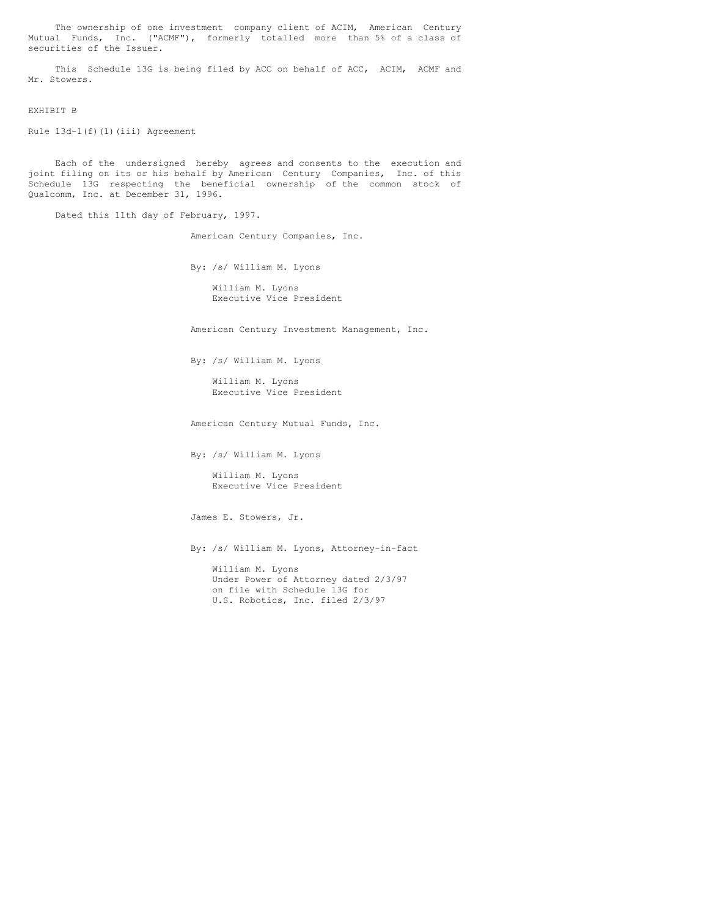The ownership of one investment company client of ACIM, American Century Mutual Funds, Inc. ("ACMF"), formerly totalled more than 5% of a class of securities of the Issuer.

This Schedule 13G is being filed by ACC on behalf of ACC, ACIM, ACMF and Mr. Stowers.

EXHIBIT B

Rule 13d-1(f)(1)(iii) Agreement

Each of the undersigned hereby agrees and consents to the execution and joint filing on its or his behalf by American Century Companies, Inc. of this Schedule 13G respecting the beneficial ownership of the common stock of Qualcomm, Inc. at December 31, 1996.

Dated this 11th day of February, 1997.

American Century Companies, Inc.

By: /s/ William M. Lyons

William M. Lyons
Executive Vice President

American Century Investment Management, Inc.

By: /s/ William M. Lyons

William M. Lyons
Executive Vice President

American Century Mutual Funds, Inc.

By: /s/ William M. Lyons

William M. Lyons
Executive Vice President

James E. Stowers, Jr.

By: /s/ William M. Lyons, Attorney-in-fact

William M. Lyons
Under Power of Attorney dated 2/3/97
on file with Schedule 13G for
U.S. Robotics, Inc. filed 2/3/97